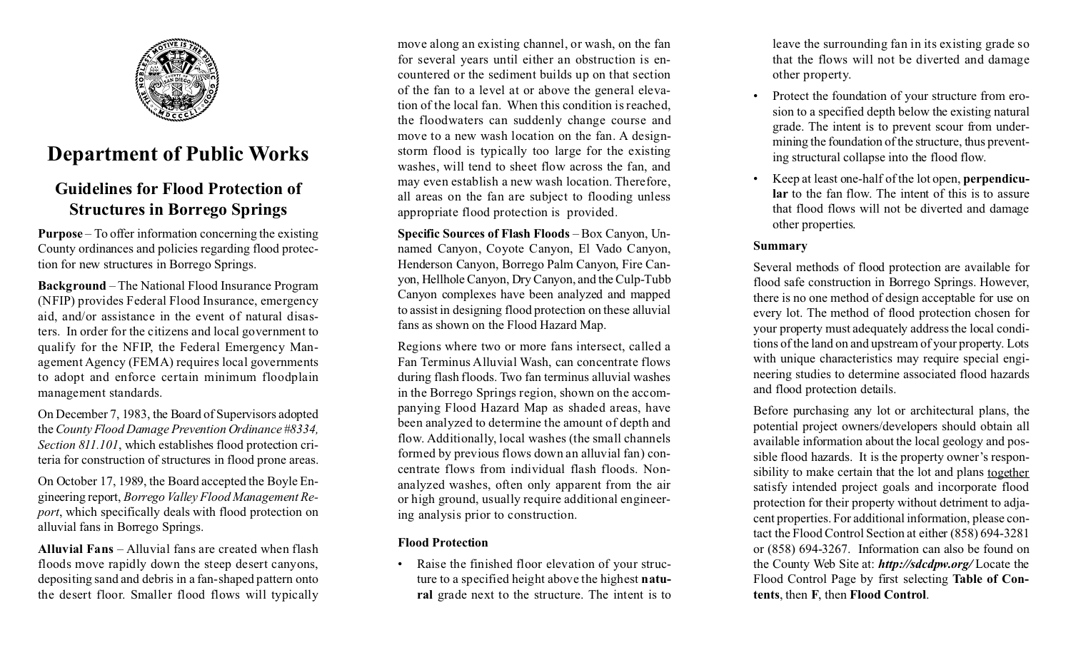# Department of Public Works

## Guidelines for Flood Protection of Structures in Borrego Springs

**Purpose** – To offer information concerning the existing County ordinances and policies regarding flood protection for new structures in Borrego Springs.

**Background** – The National Flood Insurance Program (NFIP) provides Federal Flood Insurance, emergency aid, and/or assistance in the event of natural disasters. In order for the citizens and local government to qualify for the NFIP, the Federal Emergency Management Agency (FEMA) requires local governments to adopt and enforce certain minimum floodplain management standards.

On December 7, 1983, the Board of Supervisors adopted the *County Flood Damage Prevention Ordinance #8334, Section 811.101*, which establishes flood protection criteria for construction of structures in flood prone areas.

On October 17, 1989, the Board accepted the Boyle Engineering report, *Borrego Valley Flood Management Report*, which specifically deals with flood protection on alluvial fans in Borrego Springs.

**Alluvial Fans** – Alluvial fans are created when flash floods move rapidly down the steep desert canyons, depositing sand and debris in a fan-shaped pattern onto the desert floor. Smaller flood flows will typically move along an existing channel, or wash, on the fan for several years until either an obstruction is encountered or the sediment builds up on that section of the fan to a level at or above the general elevation of the local fan. When this condition is reached, the floodwaters can suddenly change course and move to a new wash location on the fan. A design-storm flood is typically too large for the existing washes, will tend to sheet flow across the fan, and may even establish a new wash location. Therefore, all areas on the fan are subject to flooding unless appropriate flood protection is provided.

**Specific Sources of Flash Floods** – Box Canyon, Unnamed Canyon, Coyote Canyon, El Vado Canyon, Henderson Canyon, Borrego Palm Canyon, Fire Canyon, Hellhole Canyon, Dry Canyon, and the Culp-Tubb Canyon complexes have been analyzed and mapped to assist in designing flood protection on these alluvial fans as shown on the Flood Hazard Map.

Regions where two or more fans intersect, called a Fan Terminus Alluvial Wash, can concentrate flows during flash floods. Two fan terminus alluvial washes in the Borrego Springs region, shown on the accompanying Flood Hazard Map as shaded areas, have been analyzed to determine the amount of depth and flow. Additionally, local washes (the small channels formed by previous flows down an alluvial fan) concentrate flows from individual flash floods. Non-analyzed washes, often only apparent from the air or high ground, usually require additional engineering analysis prior to construction.

### Flood Protection

- Raise the finished floor elevation of your structure to a specified height above the highest **natural** grade next to the structure. The intent is to leave the surrounding fan in its existing grade so that the flows will not be diverted and damage other property.
- Protect the foundation of your structure from erosion to a specified depth below the existing natural grade. The intent is to prevent scour from undermining the foundation of the structure, thus preventing structural collapse into the flood flow.
- Keep at least one-half of the lot open, **perpendicular** to the fan flow. The intent of this is to assure that flood flows will not be diverted and damage other properties.

### Summary

Several methods of flood protection are available for flood safe construction in Borrego Springs. However, there is no one method of design acceptable for use on every lot. The method of flood protection chosen for your property must adequately address the local conditions of the land on and upstream of your property. Lots with unique characteristics may require special engineering studies to determine associated flood hazards and flood protection details.

Before purchasing any lot or architectural plans, the potential project owners/developers should obtain all available information about the local geology and possible flood hazards. It is the property owner's responsibility to make certain that the lot and plans together satisfy intended project goals and incorporate flood protection for their property without detriment to adjacent properties. For additional information, please contact the Flood Control Section at either (858) 694-3281 or (858) 694-3267. Information can also be found on the County Web Site at: ***http://sdcdpw.org/*** Locate the Flood Control Page by first selecting **Table of Contents**, then **F**, then **Flood Control**.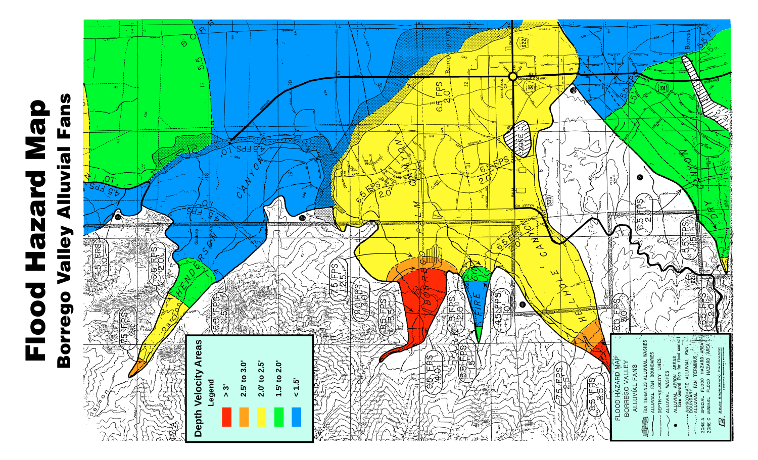# Flood Hazard Map

## Borrego Valley Alluvial Fans

**Depth Velocity Areas**

Legend

- > 3'
- 2.5' to 3.0'
- 2.0' to 2.5'
- 1.5' to 2.0'
- < 1.5'

FLOOD HAZARD MAP
BORREGO VALLEY
ALLUVIAL FANS

- FAN TERMINUS ALLUVIAL WASHES
- ALLUVIAL FAN BOUNDARIES
- DEPTH-VELOCITY LINES
- ALLUVIAL WASHES
- ALLUVIAL APRON AREAS (See General Plan for flood control)
- APPROXIMATE ALLUVIAL FAN BOUNDARY AT FAN TERMINUS
- ZONE A SPECIAL FLOOD HAZARD AREA
- ZONE C MINIMAL FLOOD HAZARD AREA

Boyle Engineering Corporation